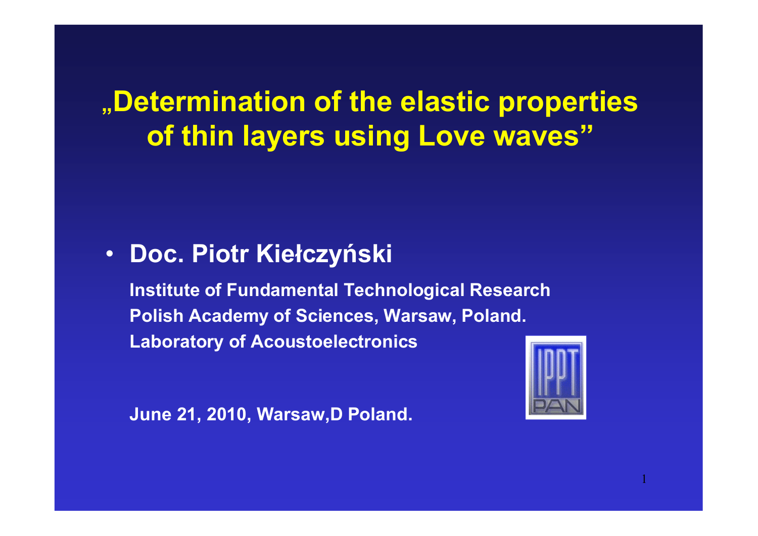# „Determination of the elastic properties of thin layers using Love waves”

- **Doc. Piotr Kiełczyński**

**Institute of Fundamental Technological Research**
**Polish Academy of Sciences, Warsaw, Poland.**
**Laboratory of Acoustoelectronics**

**June 21, 2010, Warsaw,D Poland.**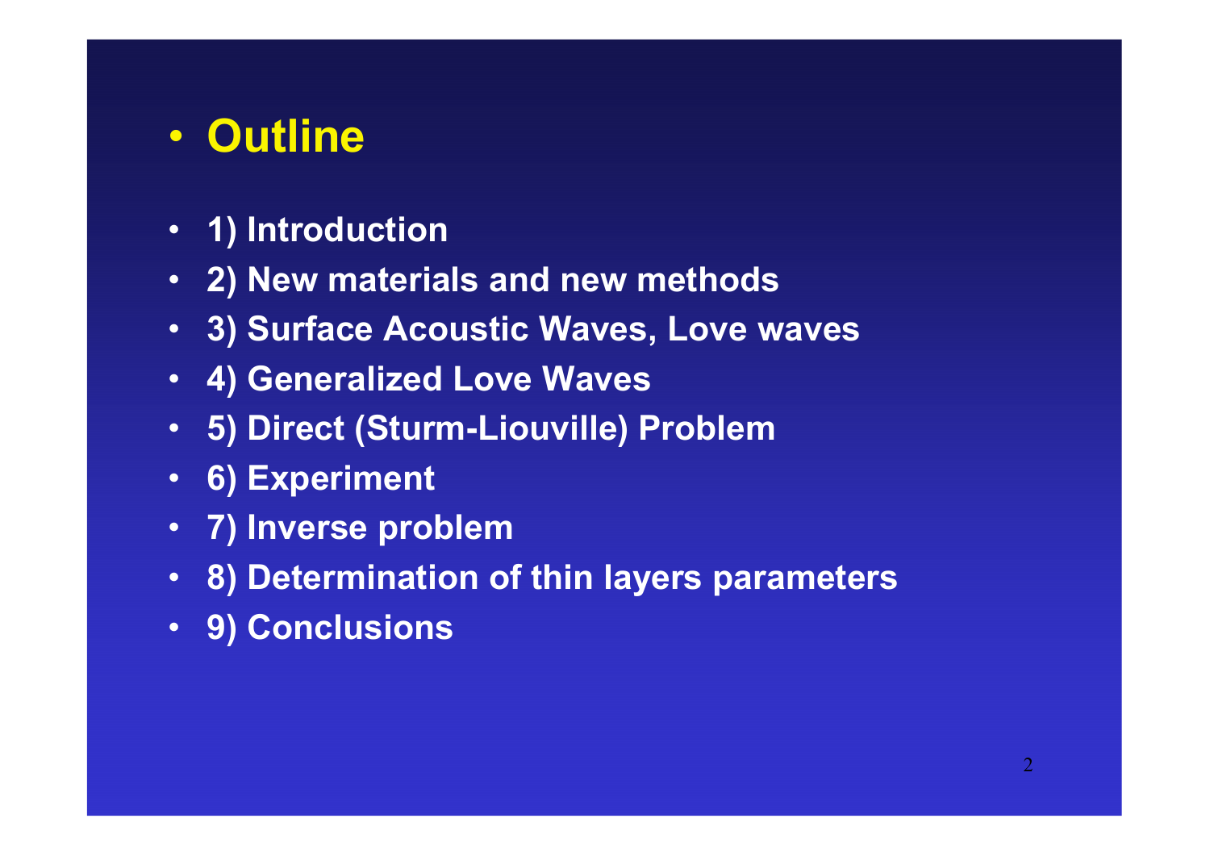# Outline

- 1) Introduction
- 2) New materials and new methods
- 3) Surface Acoustic Waves, Love waves
- 4) Generalized Love Waves
- 5) Direct (Sturm-Liouville) Problem
- 6) Experiment
- 7) Inverse problem
- 8) Determination of thin layers parameters
- 9) Conclusions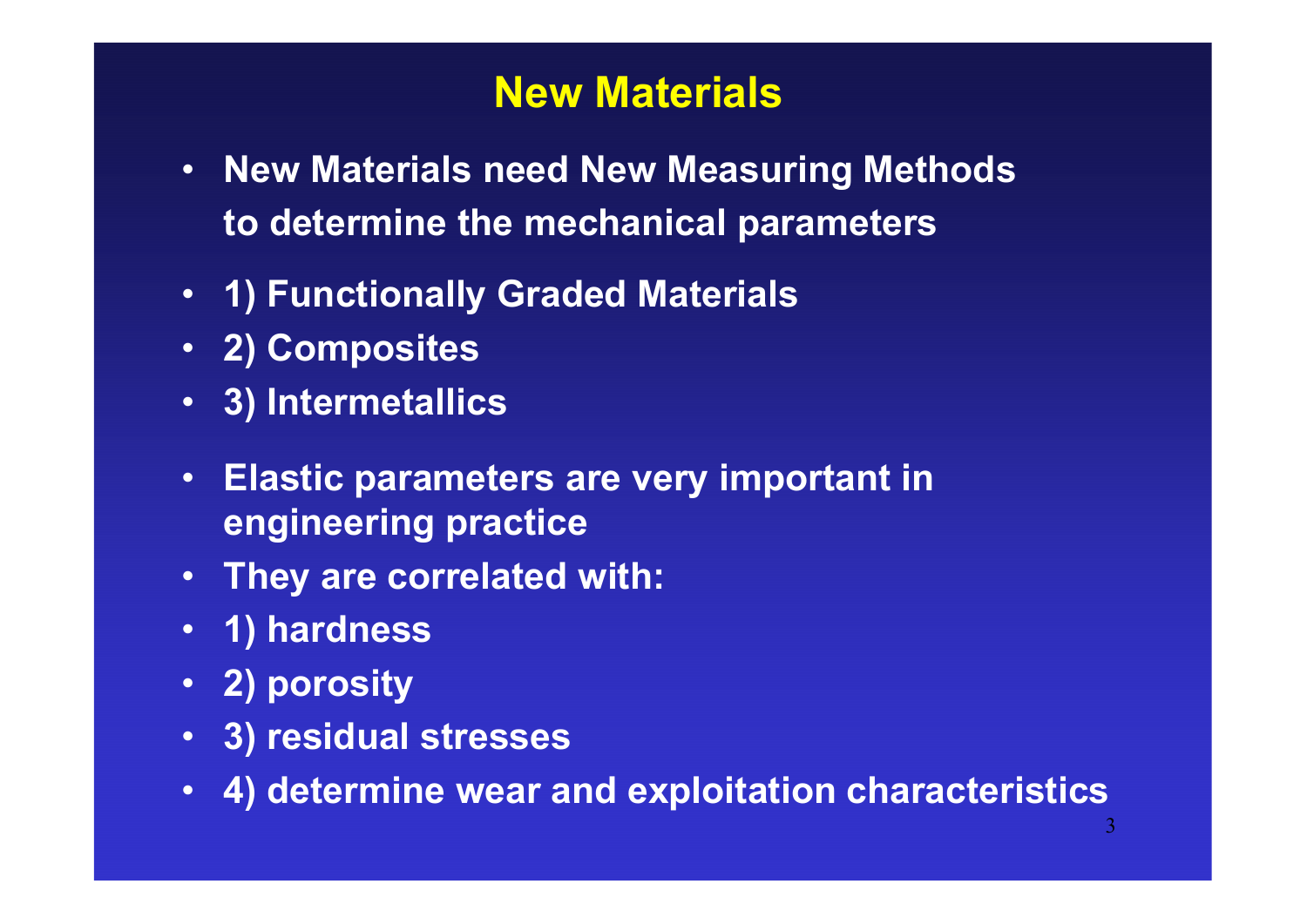# New Materials

- **New Materials need New Measuring Methods to determine the mechanical parameters**
- **1) Functionally Graded Materials**
- **2) Composites**
- **3) Intermetallics**
- **Elastic parameters are very important in engineering practice**
- **They are correlated with:**
- **1) hardness**
- **2) porosity**
- **3) residual stresses**
- **4) determine wear and exploitation characteristics**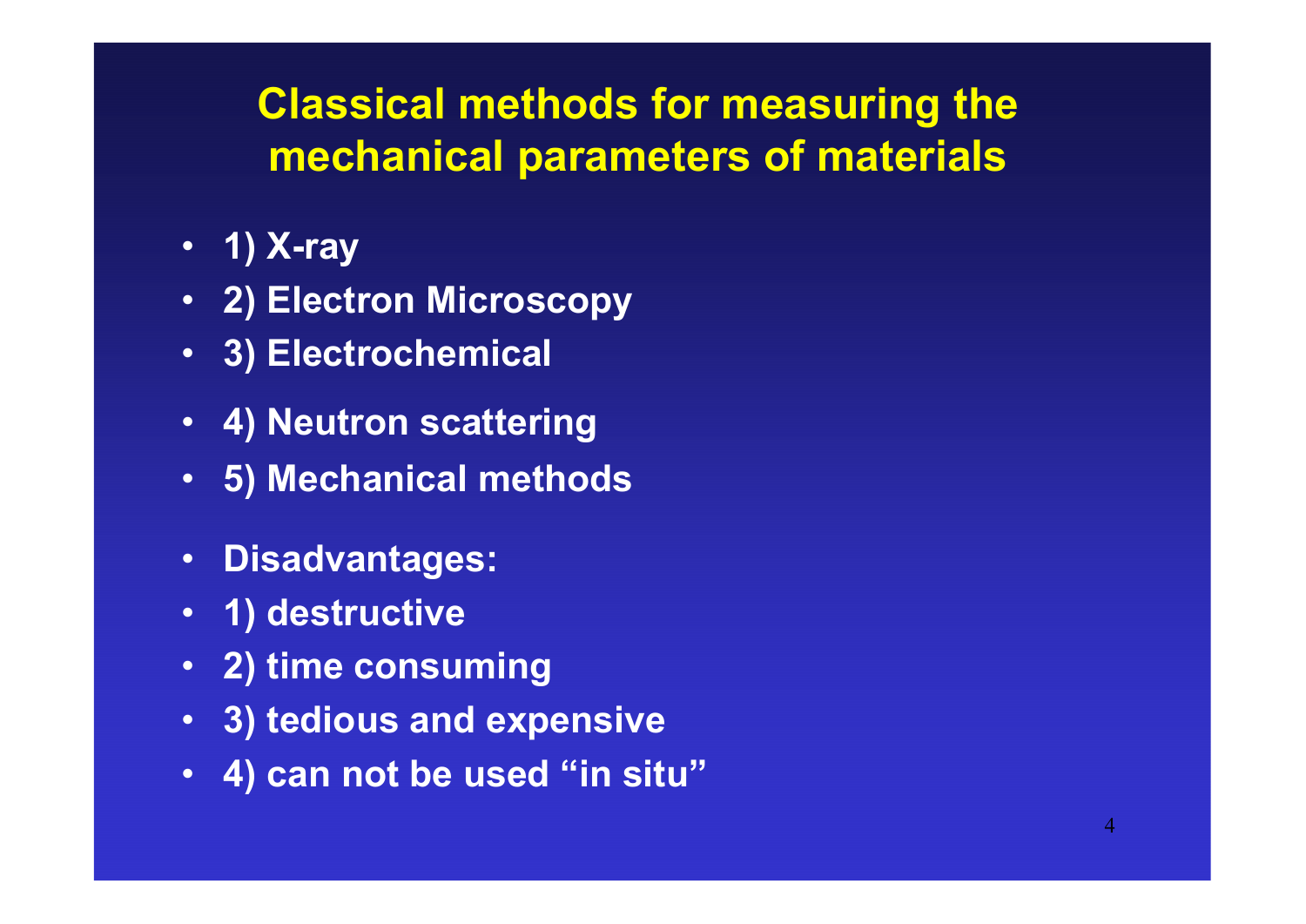# Classical methods for measuring the mechanical parameters of materials

- 1) X-ray
- 2) Electron Microscopy
- 3) Electrochemical
- 4) Neutron scattering
- 5) Mechanical methods
- Disadvantages:
- 1) destructive
- 2) time consuming
- 3) tedious and expensive
- 4) can not be used “in situ”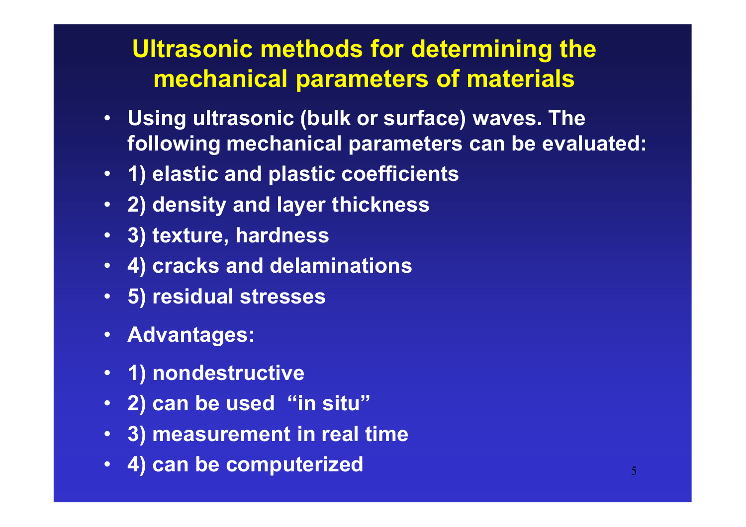# Ultrasonic methods for determining the mechanical parameters of materials

- Using ultrasonic (bulk or surface) waves. The following mechanical parameters can be evaluated:
- 1) elastic and plastic coefficients
- 2) density and layer thickness
- 3) texture, hardness
- 4) cracks and delaminations
- 5) residual stresses
- Advantages:
- 1) nondestructive
- 2) can be used "in situ"
- 3) measurement in real time
- 4) can be computerized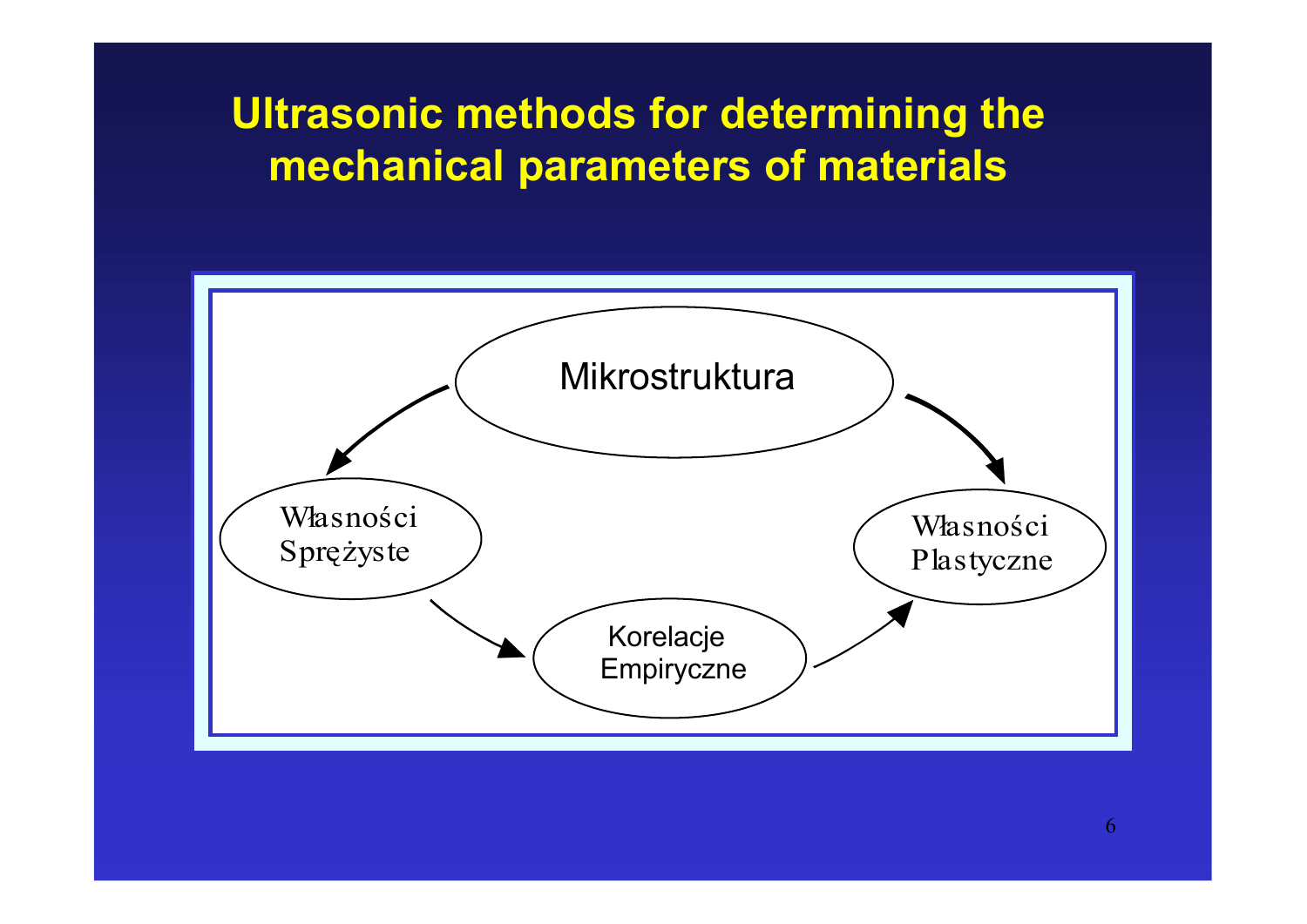# Ultrasonic methods for determining the mechanical parameters of materials

Mikrostruktura

Własności Sprężyste

Własności Plastyczne

Korelacje Empiryczne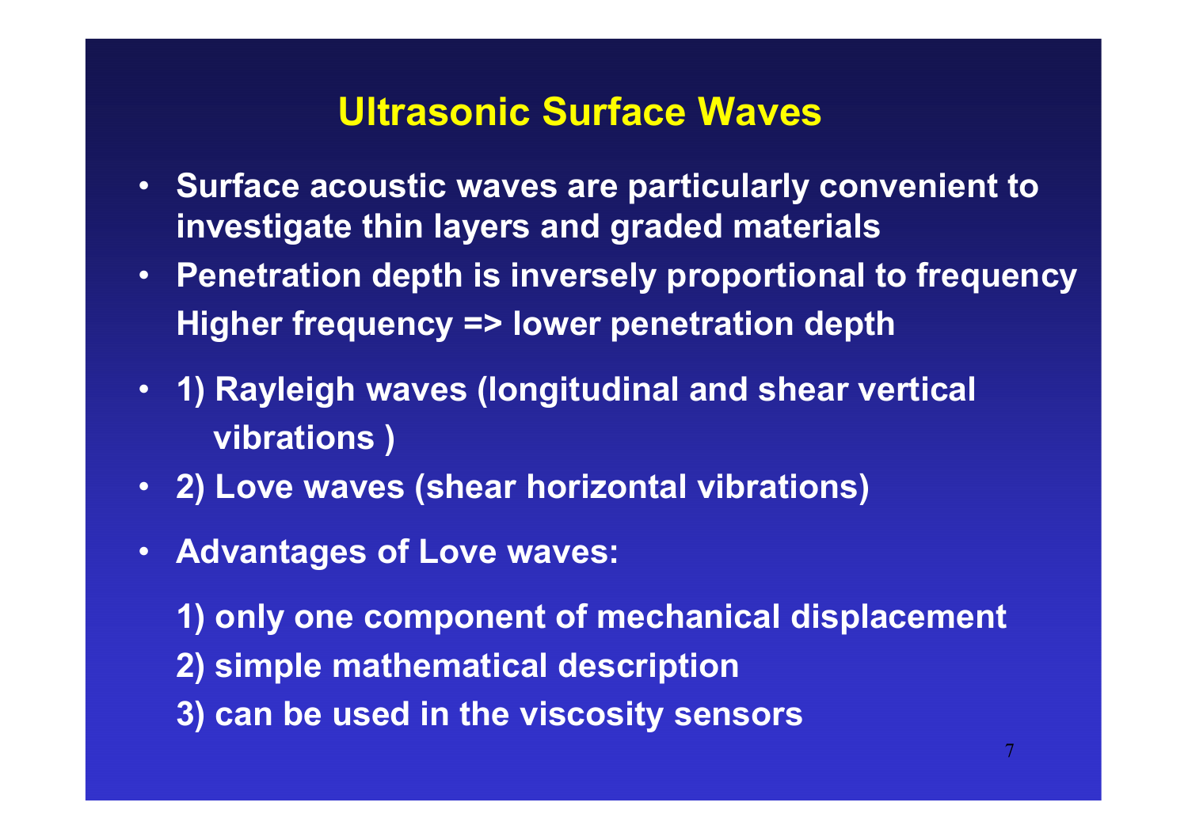# Ultrasonic Surface Waves

- Surface acoustic waves are particularly convenient to investigate thin layers and graded materials
- Penetration depth is inversely proportional to frequency
  Higher frequency => lower penetration depth
- 1) Rayleigh waves (longitudinal and shear vertical vibrations )
- 2) Love waves (shear horizontal vibrations)
- Advantages of Love waves:

  1) only one component of mechanical displacement
  2) simple mathematical description
  3) can be used in the viscosity sensors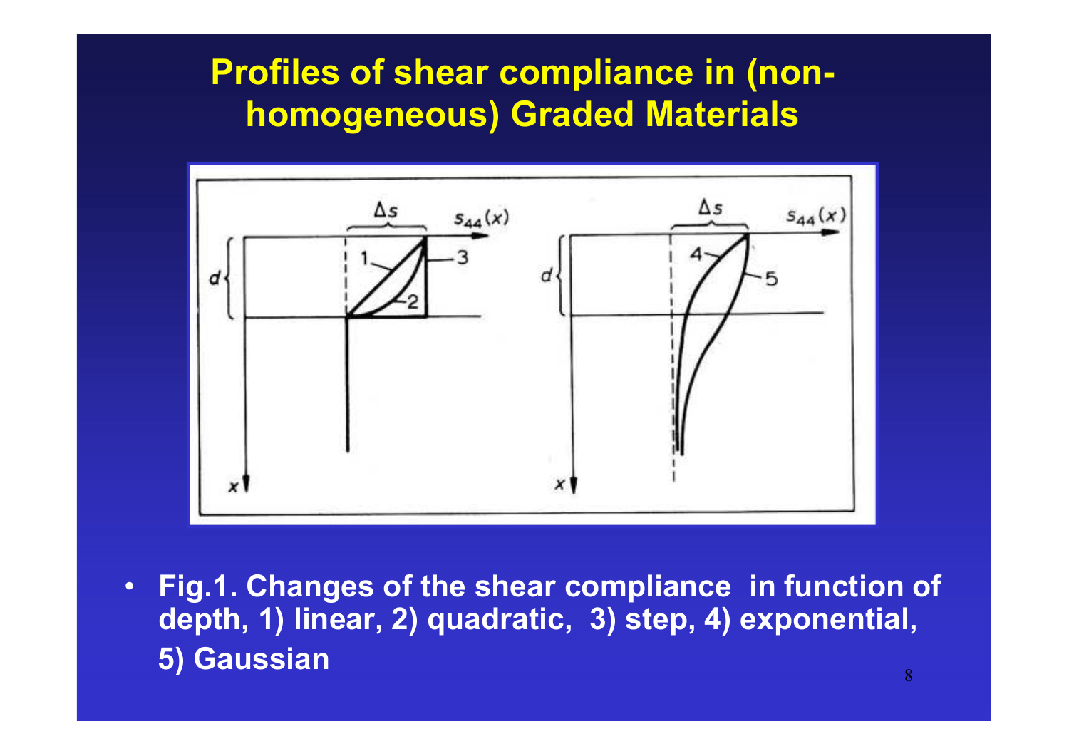# Profiles of shear compliance in (non-homogeneous) Graded Materials

- **Fig.1. Changes of the shear compliance in function of depth, 1) linear, 2) quadratic, 3) step, 4) exponential, 5) Gaussian**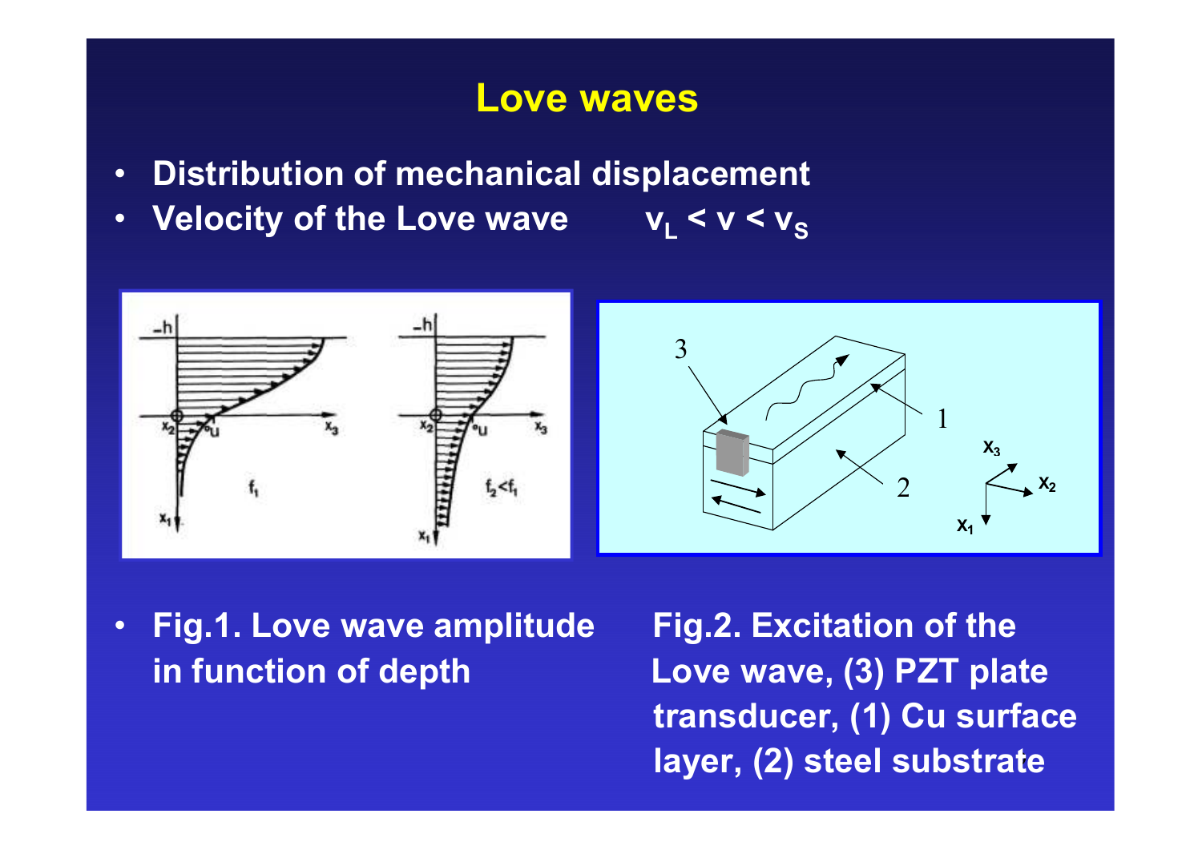# Love waves

- **Distribution of mechanical displacement**
- **Velocity of the Love wave** $v_L < v < v_S$

- **Fig.1. Love wave amplitude in function of depth**

**Fig.2. Excitation of the Love wave, (3) PZT plate transducer, (1) Cu surface layer, (2) steel substrate**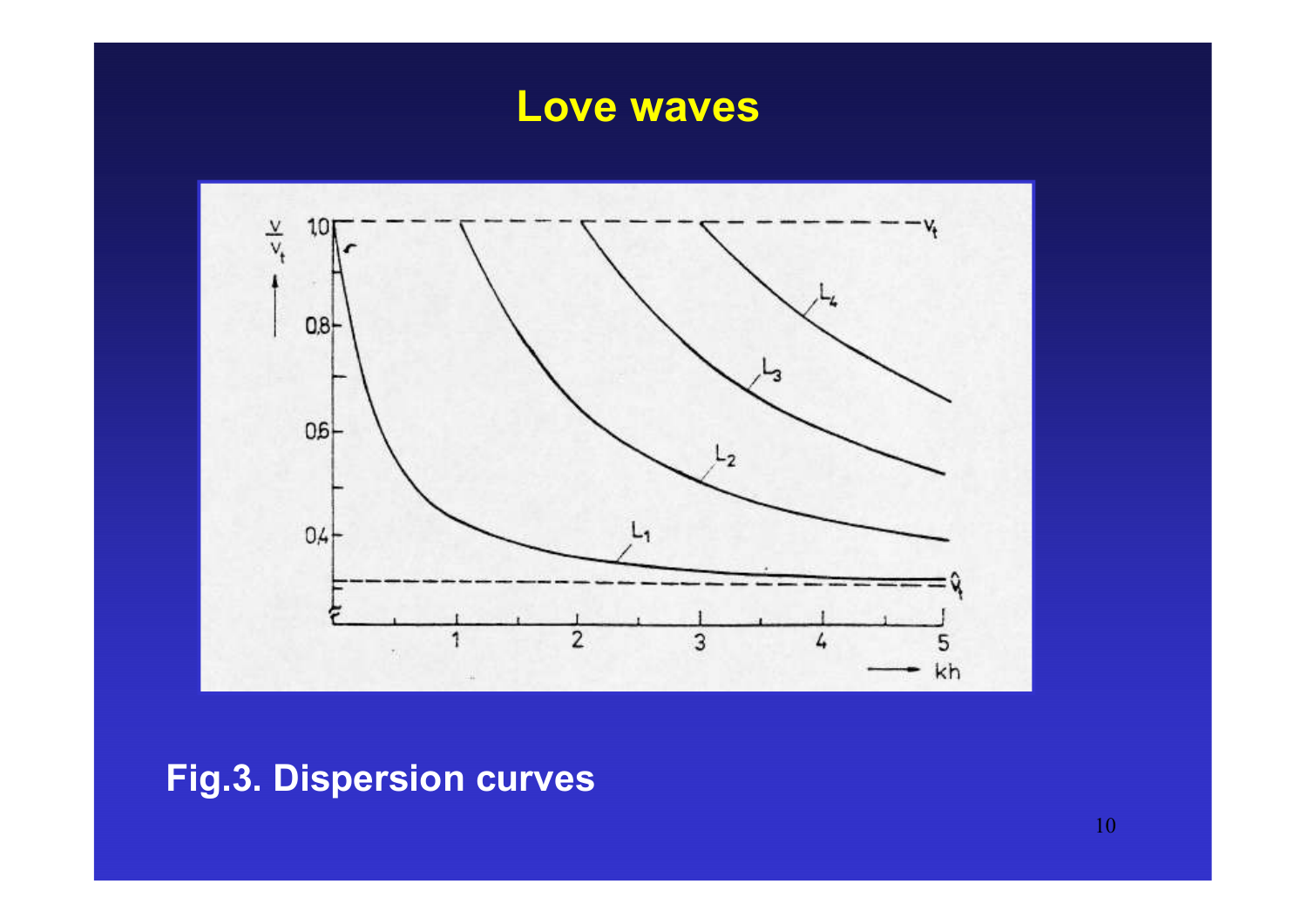# Love waves

Fig.3. Dispersion curves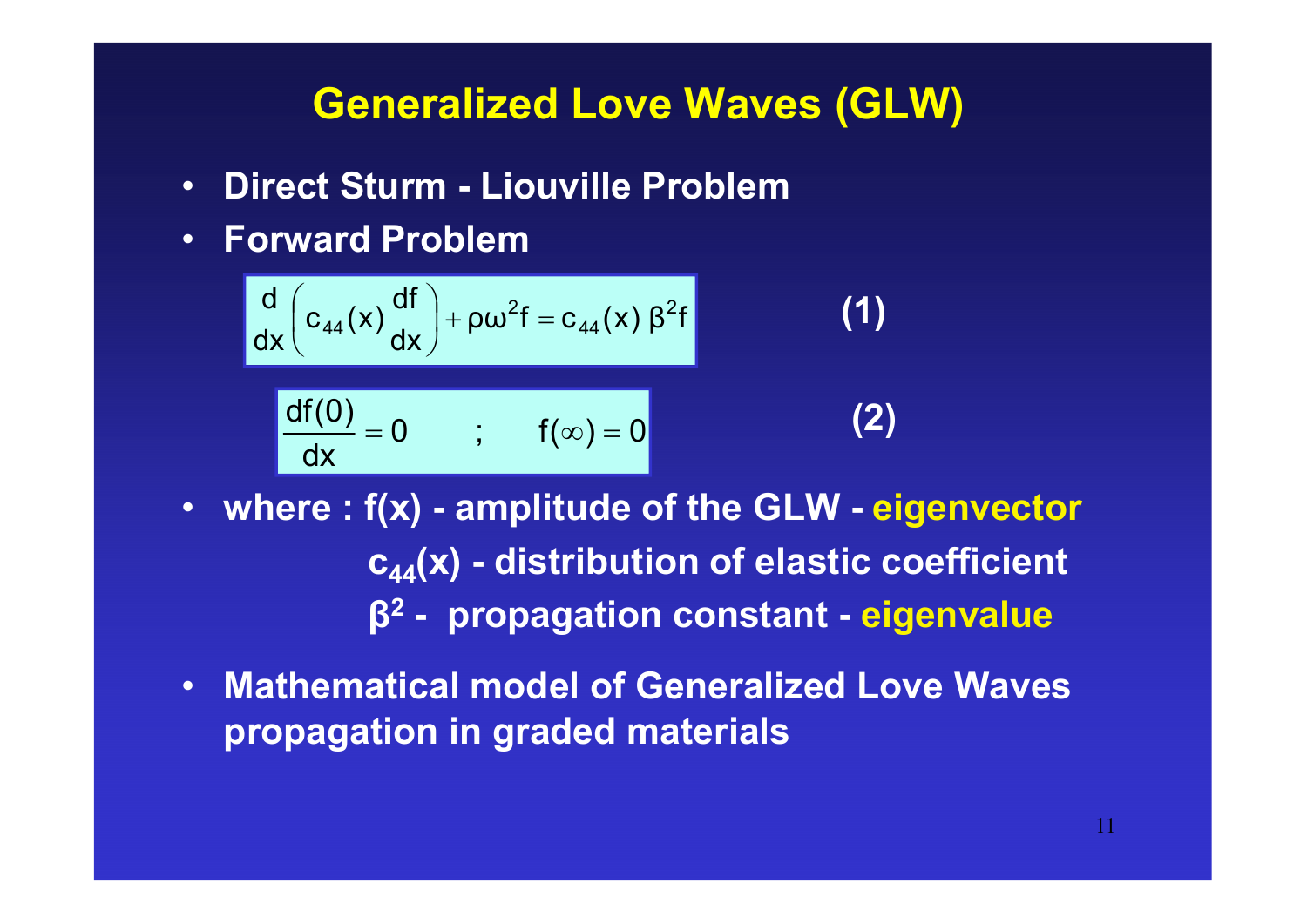# Generalized Love Waves (GLW)

- **Direct Sturm - Liouville Problem**
- **Forward Problem**

$$\frac{d}{dx}\left(c_{44}(x)\frac{df}{dx}\right)+\rho\omega^2 f = c_{44}(x)\,\beta^2 f \qquad \textbf{(1)}$$

$$\frac{df(0)}{dx}=0 \qquad ; \qquad f(\infty)=0 \qquad \textbf{(2)}$$

- **where : $f(x)$ - amplitude of the GLW - eigenvector**
  **$c_{44}(x)$ - distribution of elastic coefficient**
  **$\beta^2$ - propagation constant - eigenvalue**
- **Mathematical model of Generalized Love Waves propagation in graded materials**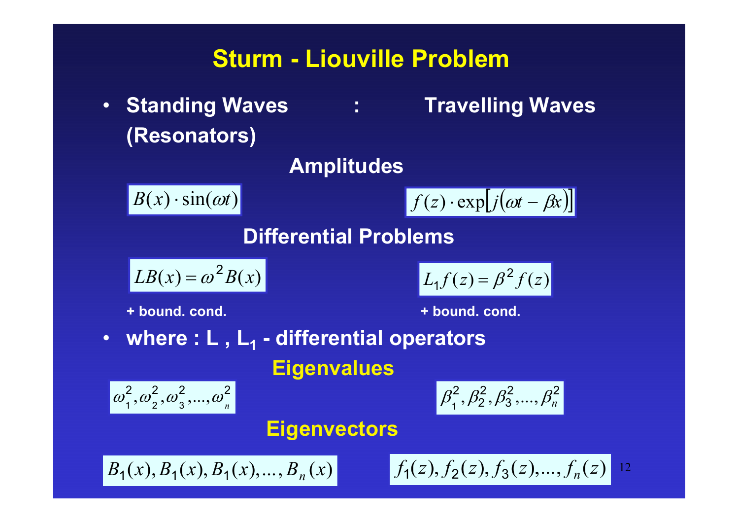# Sturm - Liouville Problem

- **Standing Waves (Resonators) : Travelling Waves**

**Amplitudes**

$$B(x) \cdot \sin(\omega t)$$

$$f(z) \cdot \exp\left[j(\omega t - \beta x)\right]$$

**Differential Problems**

$$LB(x) = \omega^2 B(x)$$

**+ bound. cond.**

$$L_1 f(z) = \beta^2 f(z)$$

**+ bound. cond.**

- **where : L , $L_1$ - differential operators**

**Eigenvalues**

$$\omega_1^2, \omega_2^2, \omega_3^2, ..., \omega_n^2$$

$$\beta_1^2, \beta_2^2, \beta_3^2, ..., \beta_n^2$$

**Eigenvectors**

$$B_1(x), B_1(x), B_1(x), ..., B_n(x)$$

$$f_1(z), f_2(z), f_3(z), ..., f_n(z)$$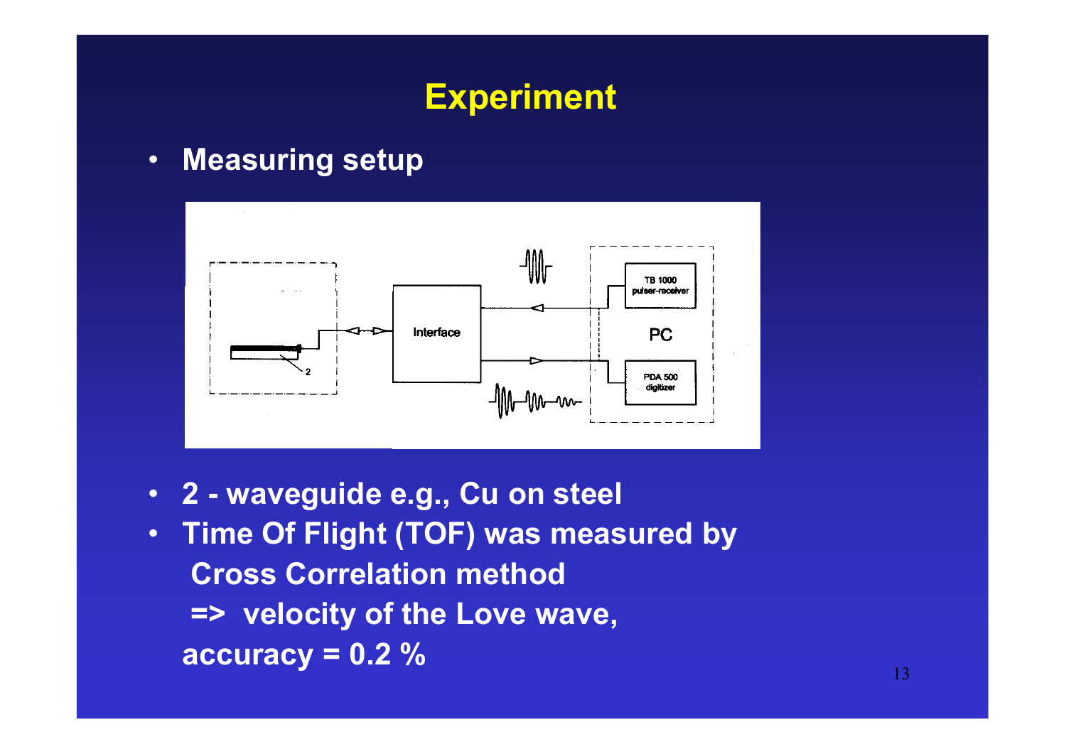# Experiment

- **Measuring setup**

- **2 - waveguide e.g., Cu on steel**
- **Time Of Flight (TOF) was measured by Cross Correlation method**
  **=> velocity of the Love wave, accuracy = 0.2 %**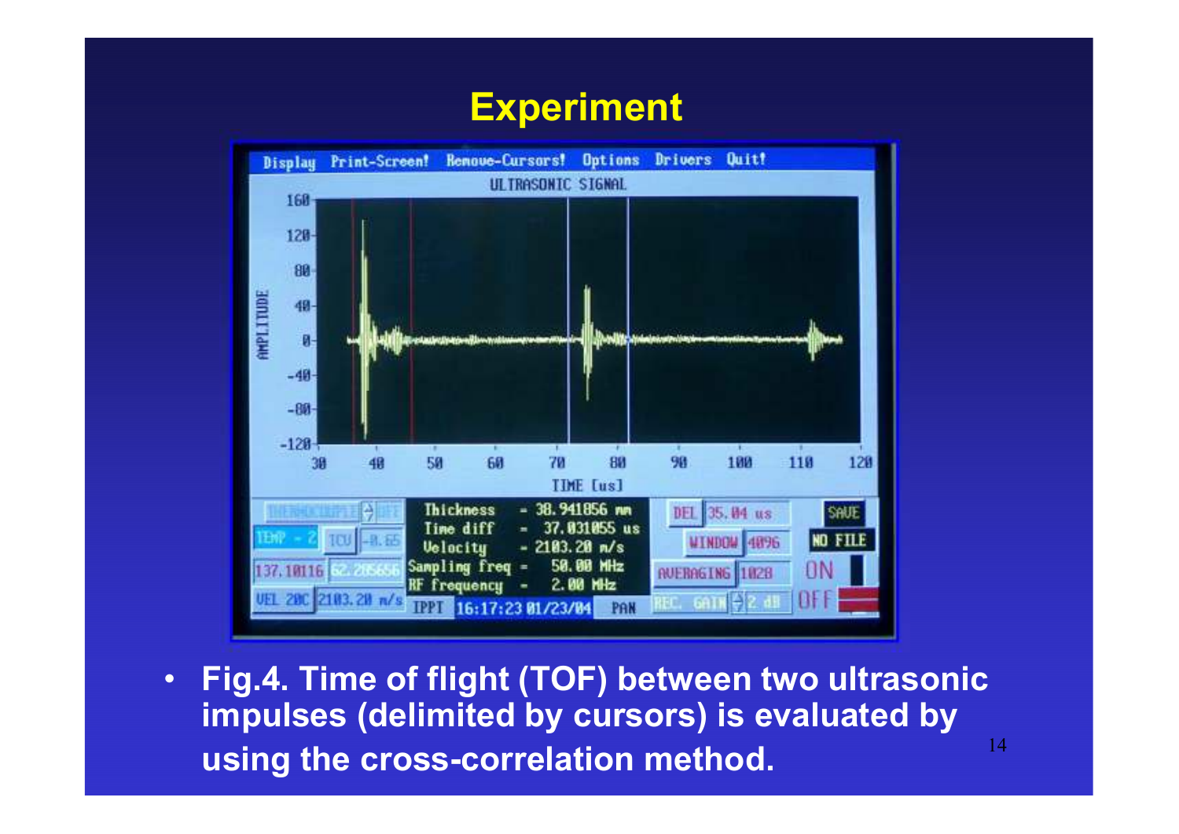# Experiment

- **Fig.4. Time of flight (TOF) between two ultrasonic impulses (delimited by cursors) is evaluated by using the cross-correlation method.**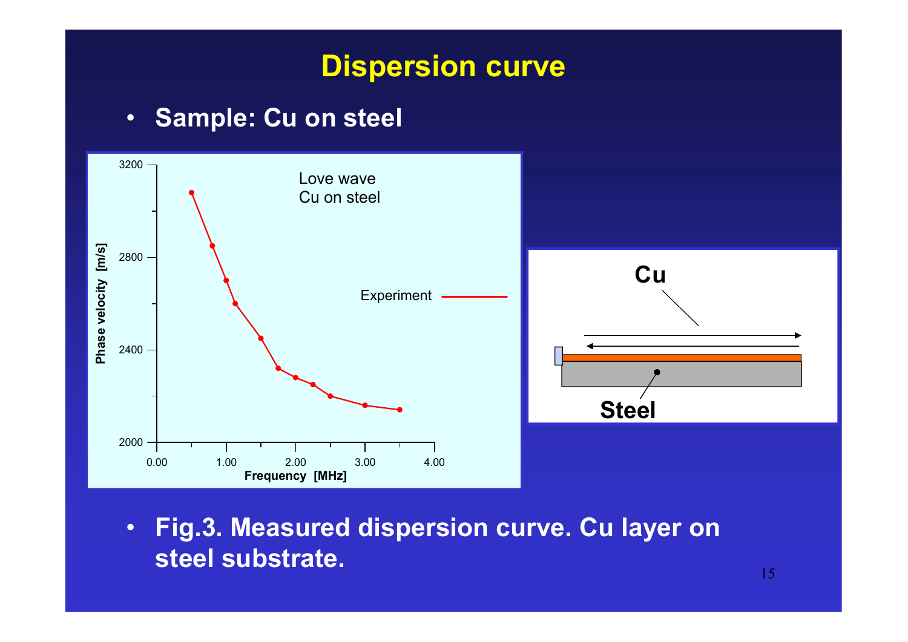# Dispersion curve

- **Sample: Cu on steel**

- **Fig.3. Measured dispersion curve. Cu layer on steel substrate.**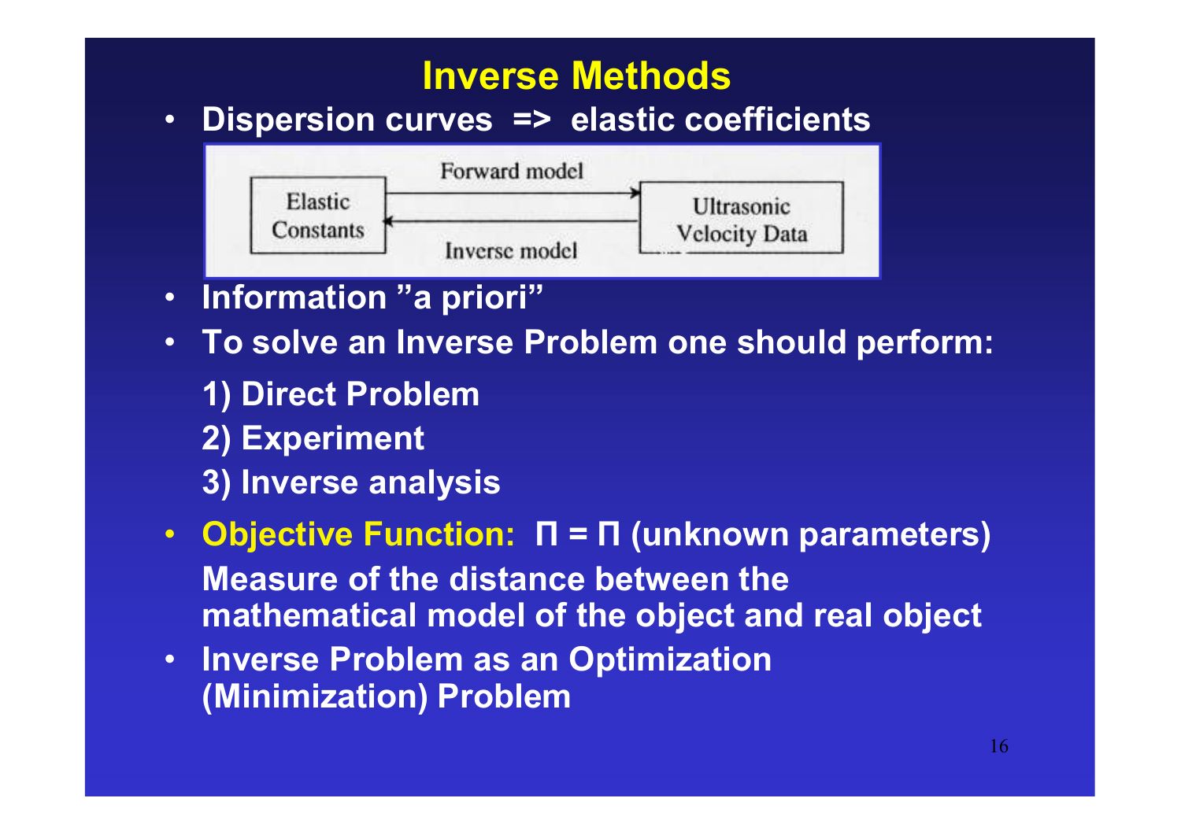# Inverse Methods

- **Dispersion curves => elastic coefficients**

Elastic Constants → Forward model → Ultrasonic Velocity Data

Ultrasonic Velocity Data → Inverse model → Elastic Constants

- **Information "a priori"**
- **To solve an Inverse Problem one should perform:**
  1) **Direct Problem**
  2) **Experiment**
  3) **Inverse analysis**
- **Objective Function:** **Π = Π (unknown parameters)**
  **Measure of the distance between the mathematical model of the object and real object**
- **Inverse Problem as an Optimization (Minimization) Problem**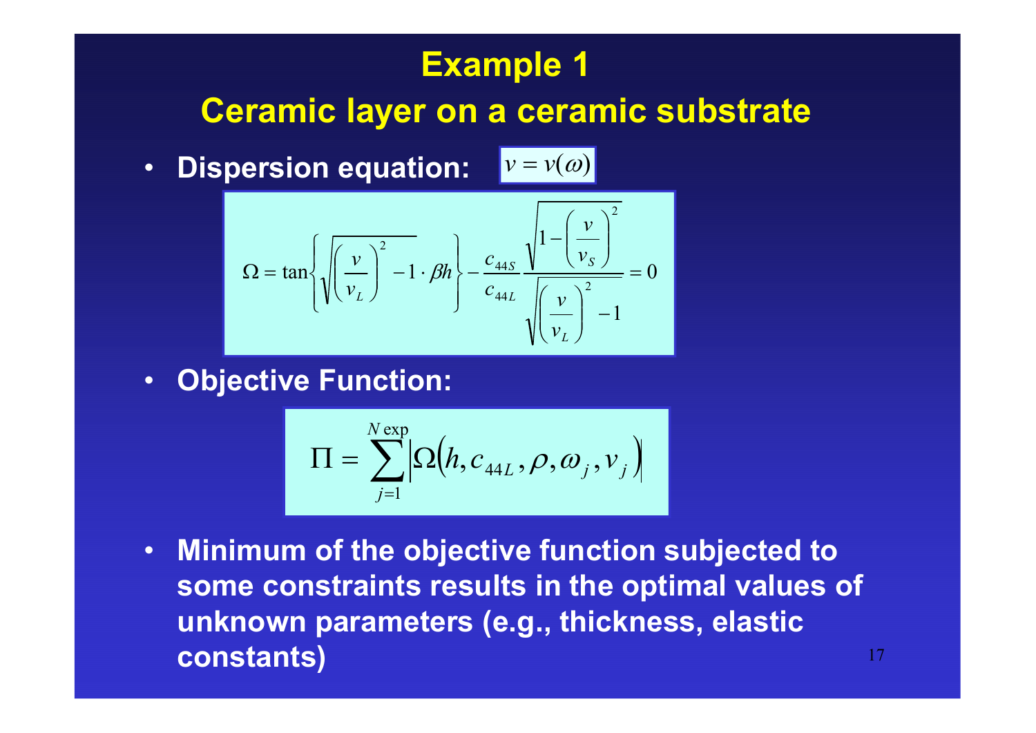# Example 1

## Ceramic layer on a ceramic substrate

- **Dispersion equation:** $v = v(\omega)$

$$\Omega = \tan\left\{\sqrt{\left(\frac{v}{v_L}\right)^2 - 1} \cdot \beta h\right\} - \frac{c_{44S}}{c_{44L}} \frac{\sqrt{1 - \left(\frac{v}{v_S}\right)^2}}{\sqrt{\left(\frac{v}{v_L}\right)^2 - 1}} = 0$$

- **Objective Function:**

$$\Pi = \sum_{j=1}^{N\exp} \left|\Omega\left(h, c_{44L}, \rho, \omega_j, v_j\right)\right|$$

- **Minimum of the objective function subjected to some constraints results in the optimal values of unknown parameters (e.g., thickness, elastic constants)**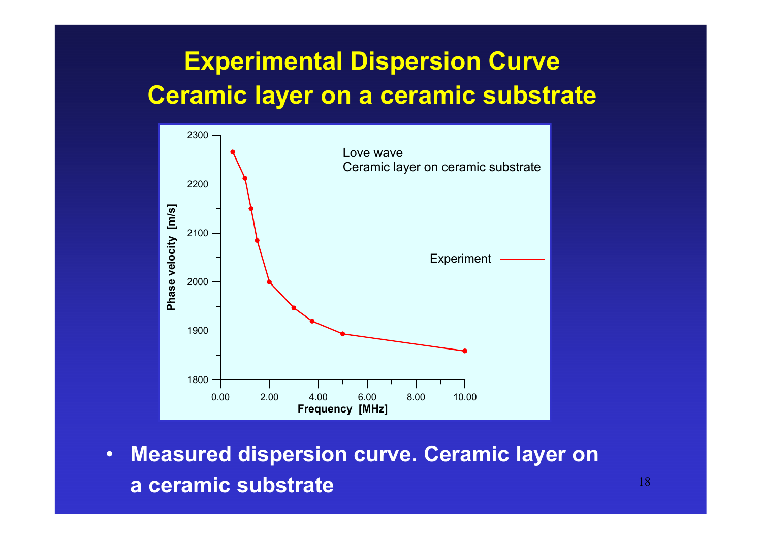# Experimental Dispersion Curve
# Ceramic layer on a ceramic substrate

- **Measured dispersion curve. Ceramic layer on a ceramic substrate**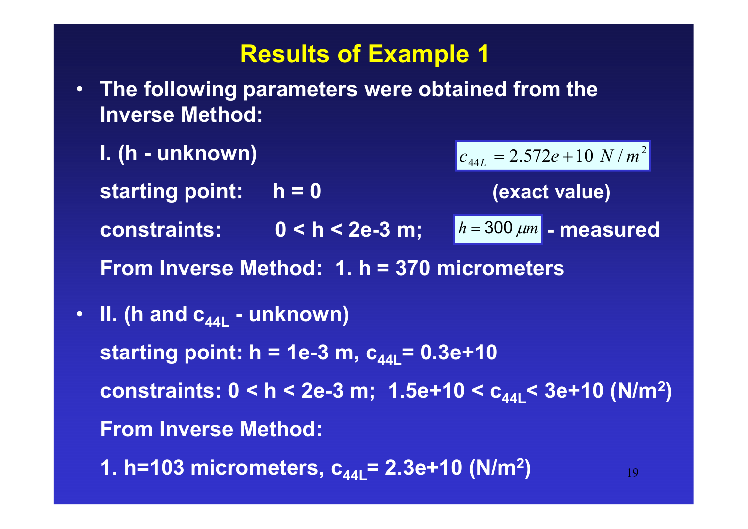# Results of Example 1

- **The following parameters were obtained from the Inverse Method:**

  **I. (h - unknown)**

  $$c_{44L} = 2.572e+10\ N/m^2$$

  **(exact value)**

  **starting point: h = 0**

  **constraints: 0 < h < 2e-3 m;** $h = 300\ \mu m$ **- measured**

  **From Inverse Method: 1. h = 370 micrometers**

- **II. (h and $c_{44L}$ - unknown)**

  **starting point: h = 1e-3 m, $c_{44L}$= 0.3e+10**

  **constraints: 0 < h < 2e-3 m; 1.5e+10 < $c_{44L}$< 3e+10 (N/m$^2$)**

  **From Inverse Method:**

  **1. h=103 micrometers, $c_{44L}$= 2.3e+10 (N/m$^2$)**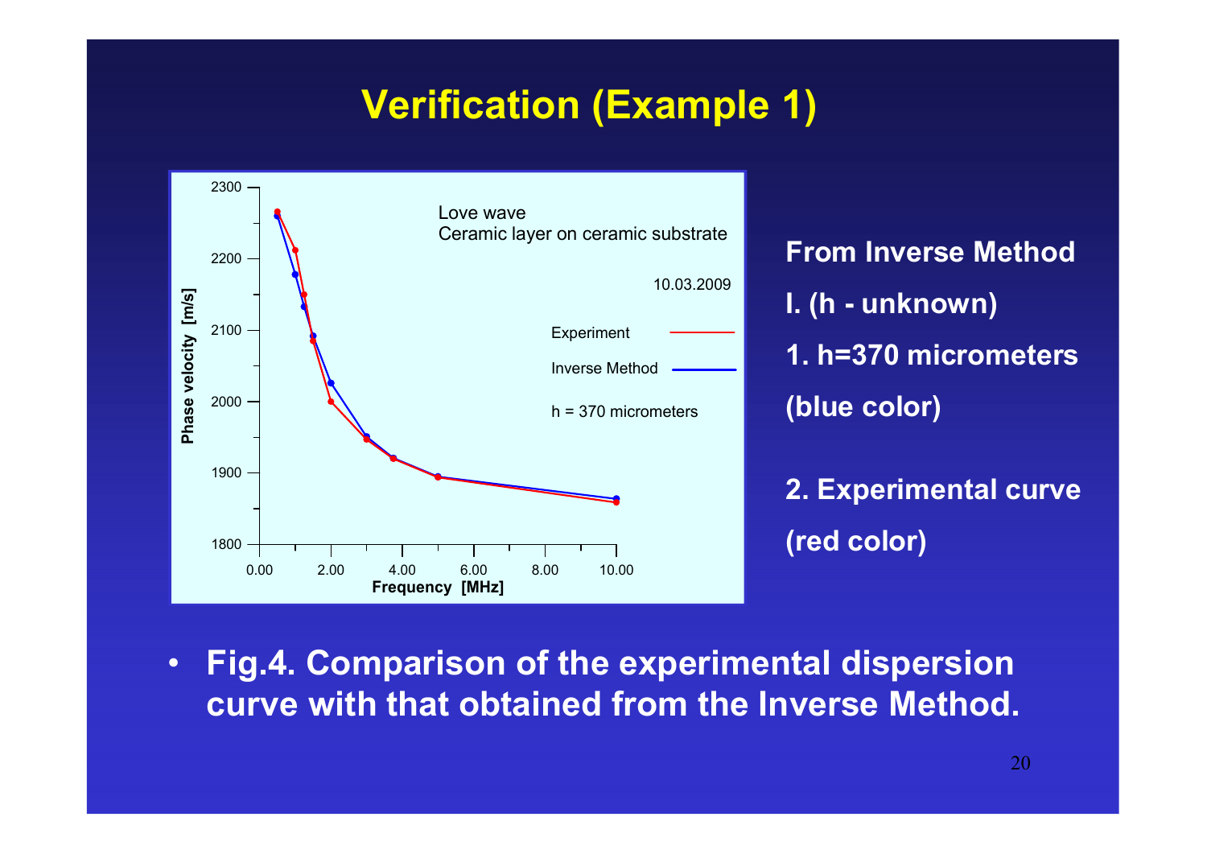# Verification (Example 1)

**From Inverse Method**

**I. (h - unknown)**

**1. h=370 micrometers (blue color)**

**2. Experimental curve (red color)**

- **Fig.4. Comparison of the experimental dispersion curve with that obtained from the Inverse Method.**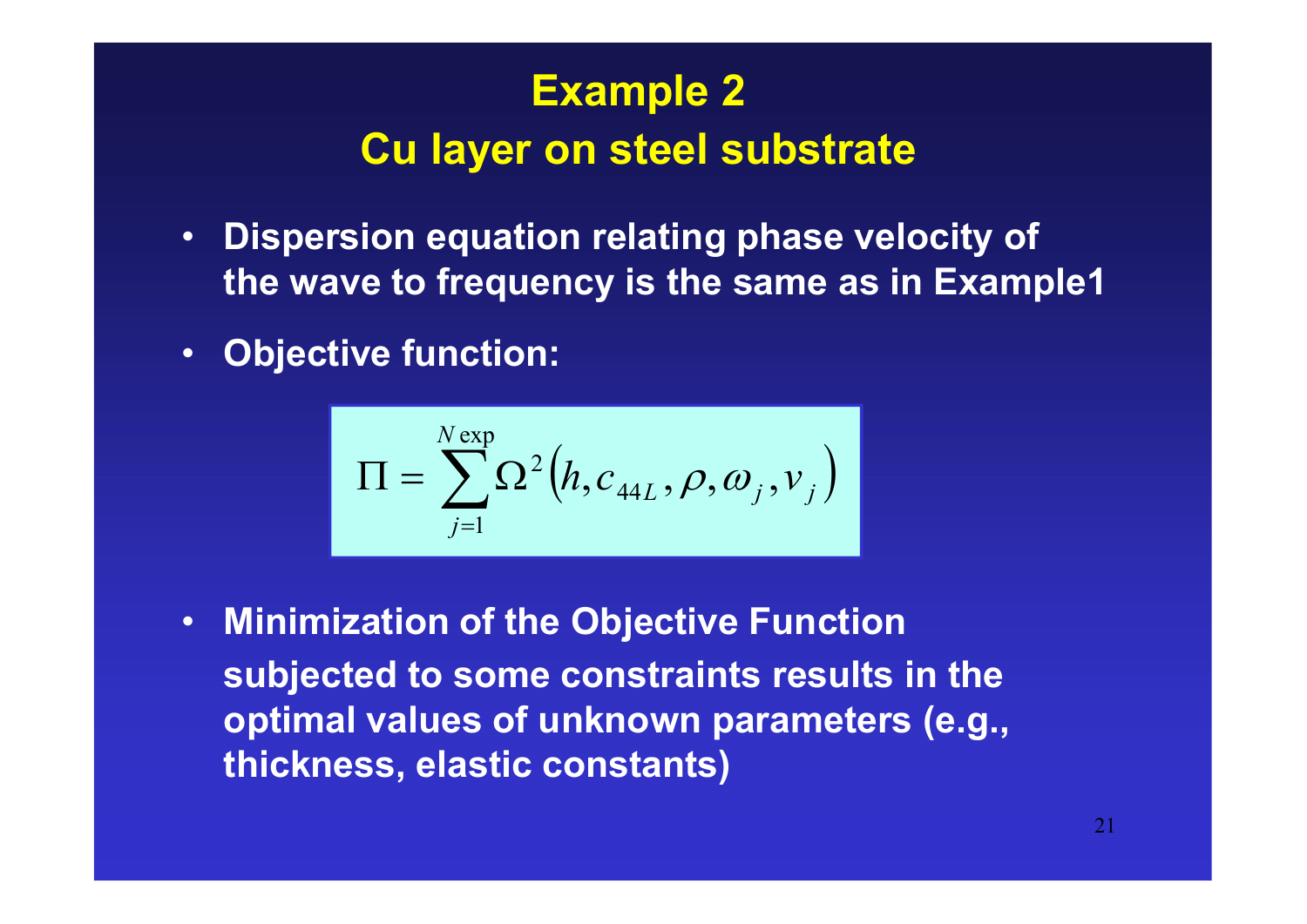# Example 2

## Cu layer on steel substrate

- **Dispersion equation relating phase velocity of the wave to frequency is the same as in Example1**
- **Objective function:**

$$\Pi = \sum_{j=1}^{N\exp} \Omega^2\left(h, c_{44L}, \rho, \omega_j, v_j\right)$$

- **Minimization of the Objective Function subjected to some constraints results in the optimal values of unknown parameters (e.g., thickness, elastic constants)**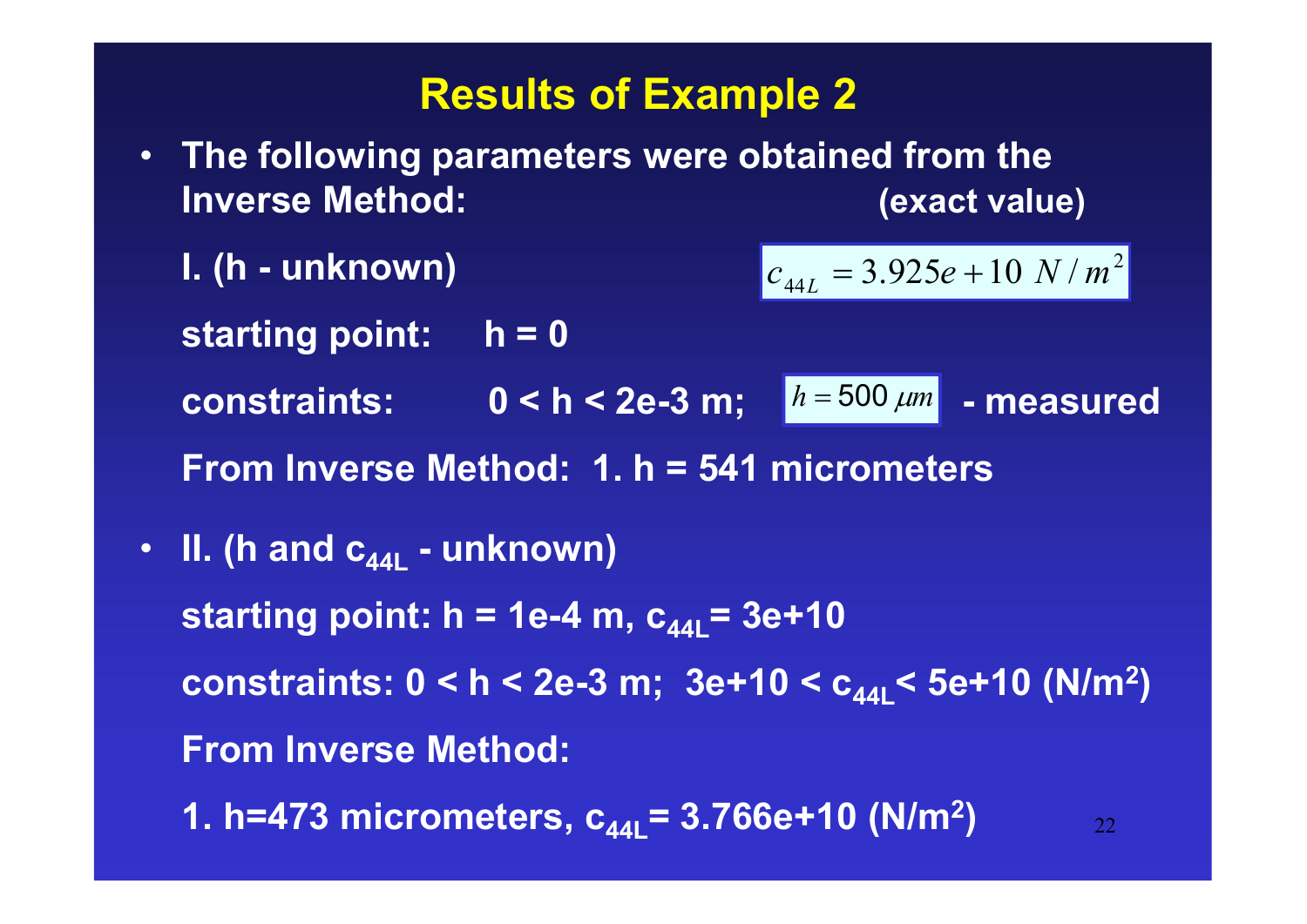# Results of Example 2

- **The following parameters were obtained from the Inverse Method:** **(exact value)**

  **I. (h - unknown)** $c_{44L} = 3.925e+10\ N/m^2$

  **starting point: h = 0**

  **constraints: 0 < h < 2e-3 m;** $h = 500\ \mu m$ **- measured**

  **From Inverse Method: 1. h = 541 micrometers**

- **II. (h and $c_{44L}$ - unknown)**

  **starting point: h = 1e-4 m, $c_{44L}$= 3e+10**

  **constraints: 0 < h < 2e-3 m; 3e+10 < $c_{44L}$< 5e+10 (N/m$^2$)**

  **From Inverse Method:**

  **1. h=473 micrometers, $c_{44L}$= 3.766e+10 (N/m$^2$)**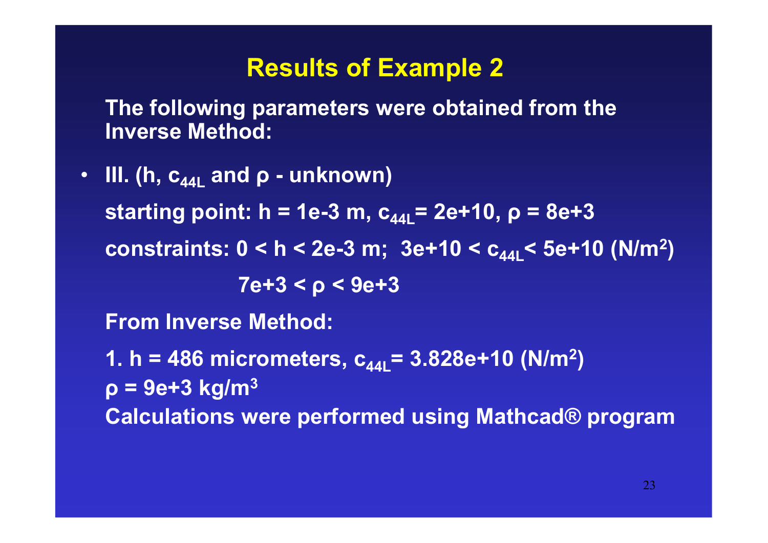# Results of Example 2

**The following parameters were obtained from the Inverse Method:**

- **III. (h, $c_{44L}$ and $\rho$ - unknown)**

  **starting point: h = 1e-3 m, $c_{44L}$= 2e+10, $\rho$ = 8e+3**

  **constraints: 0 < h < 2e-3 m; 3e+10 < $c_{44L}$< 5e+10 (N/m$^2$)**

  **7e+3 < $\rho$ < 9e+3**

  **From Inverse Method:**

  **1. h = 486 micrometers, $c_{44L}$= 3.828e+10 (N/m$^2$)**
  **$\rho$ = 9e+3 kg/m$^3$**
  **Calculations were performed using Mathcad® program**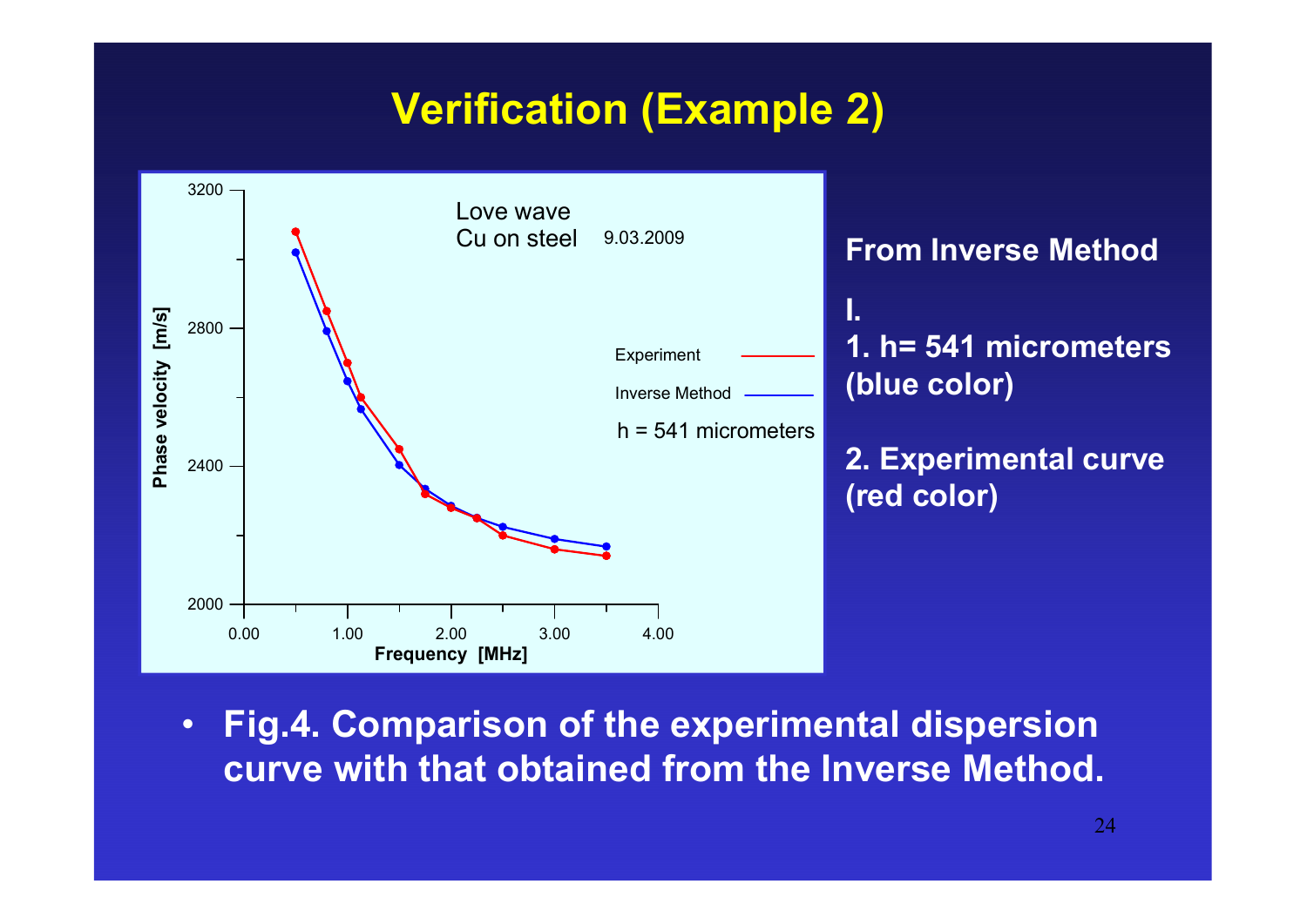# Verification (Example 2)

**From Inverse Method**

**I.**

**1. h= 541 micrometers (blue color)**

**2. Experimental curve (red color)**

- **Fig.4. Comparison of the experimental dispersion curve with that obtained from the Inverse Method.**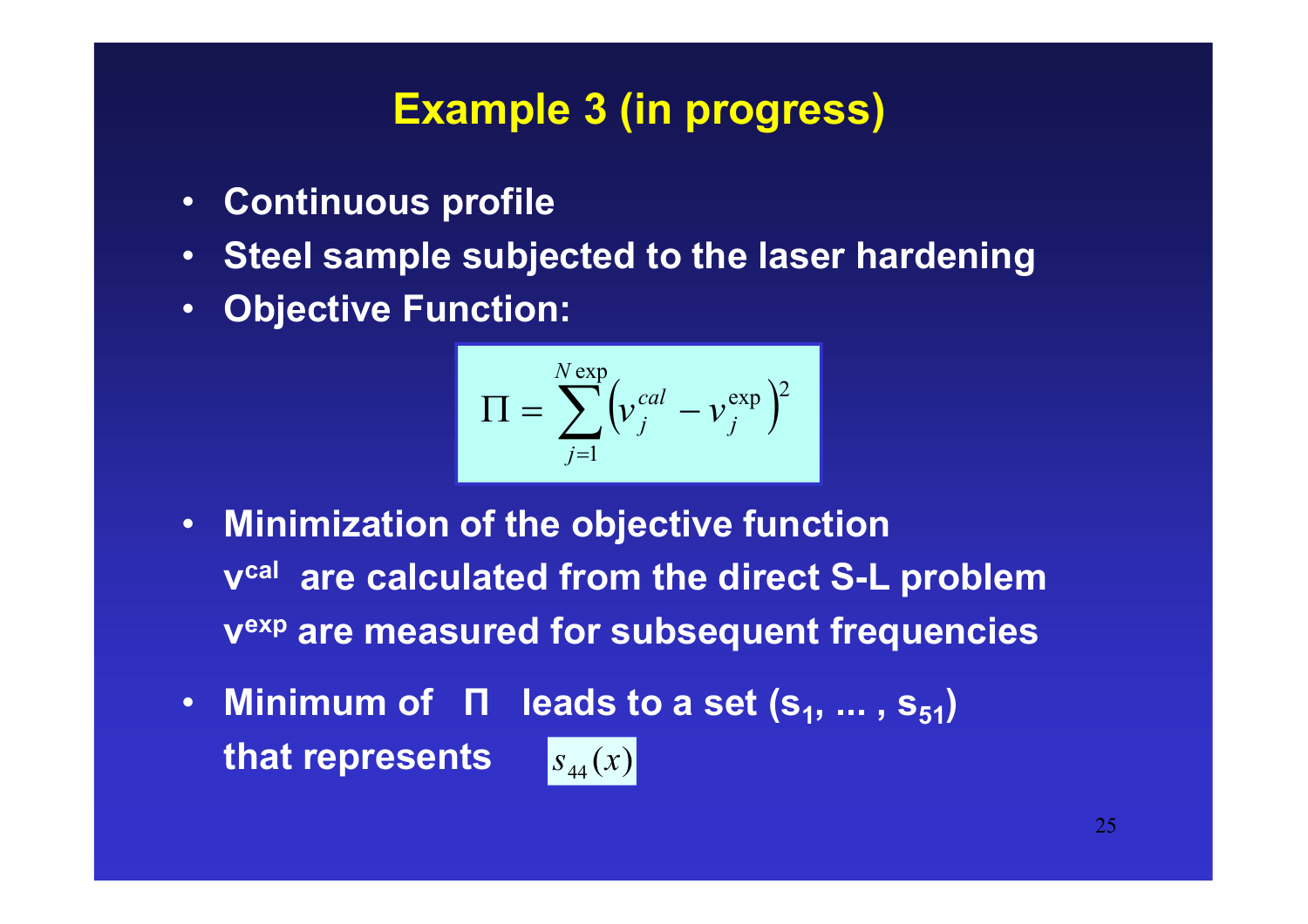## Example 3 (in progress)

- **Continuous profile**
- **Steel sample subjected to the laser hardening**
- **Objective Function:**

$$\Pi = \sum_{j=1}^{N\exp} \left( v_j^{cal} - v_j^{\exp} \right)^2$$

- **Minimization of the objective function**
  **$v^{cal}$ are calculated from the direct S-L problem**
  **$v^{exp}$ are measured for subsequent frequencies**
- **Minimum of $\Pi$ leads to a set ($s_1$, ... , $s_{51}$) that represents** $s_{44}(x)$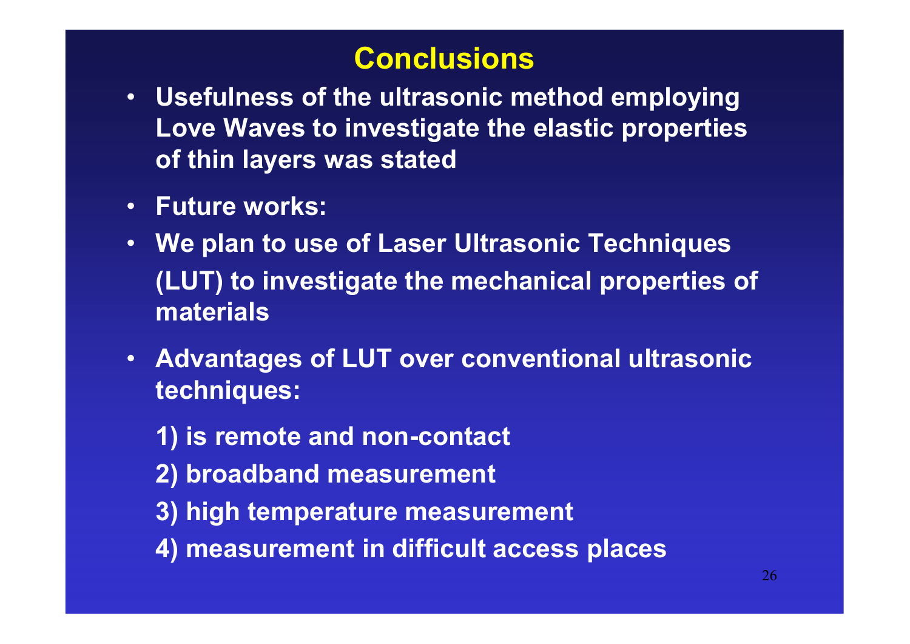# Conclusions

- **Usefulness of the ultrasonic method employing Love Waves to investigate the elastic properties of thin layers was stated**
- **Future works:**
- **We plan to use of Laser Ultrasonic Techniques (LUT) to investigate the mechanical properties of materials**
- **Advantages of LUT over conventional ultrasonic techniques:**

  **1) is remote and non-contact**

  **2) broadband measurement**

  **3) high temperature measurement**

  **4) measurement in difficult access places**